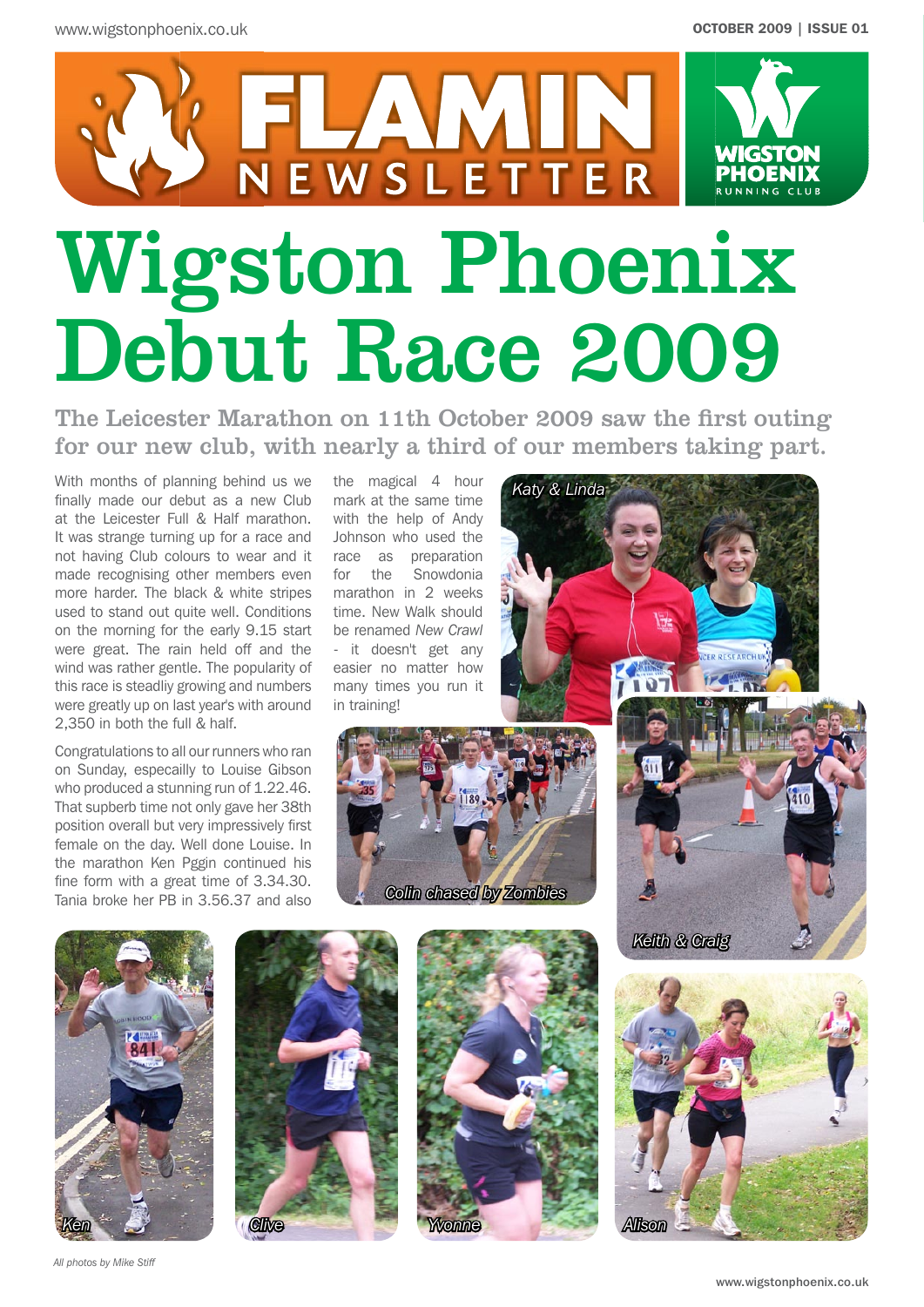# FLAMIN NEWSLETTER

WIGSTON PHOENIX RUNNING CLUB

OCTOBER 2009 | ISSUE 01

# Wigston Phoenix Debut Race 2009

## The Leicester Marathon on 11th October 2009 saw the first outing for our new club, with nearly a third of our members taking part.

With months of planning behind us we finally made our debut as a new Club at the Leicester Full & Half marathon. It was strange turning up for a race and not having Club colours to wear and it made recognising other members even more harder. The black & white stripes used to stand out quite well. Conditions on the morning for the early 9.15 start were great. The rain held off and the wind was rather gentle. The popularity of this race is steadliy growing and numbers were greatly up on last year's with around 2,350 in both the full & half.

Congratulations to all our runners who ran on Sunday, especailly to Louise Gibson who produced a stunning run of 1.22.46. That supberb time not only gave her 38th position overall but very impressively first female on the day. Well done Louise. In the marathon Ken Pggin continued his fine form with a great time of 3.34.30. Tania broke her PB in 3.56.37 and also the magical 4 hour mark at the same time with the help of Andy Johnson who used the race as preparation for the Snowdonia marathon in 2 weeks time. New Walk should be renamed *New Crawl* - it doesn't get any easier no matter how many times you run it in training!

*Katy & Linda*

*Colin chased by Zombies*

*Keith & Craig*

*Ken*

*Clive*

*Yvonne*

*Alison*

*All photos by Mike Stiff*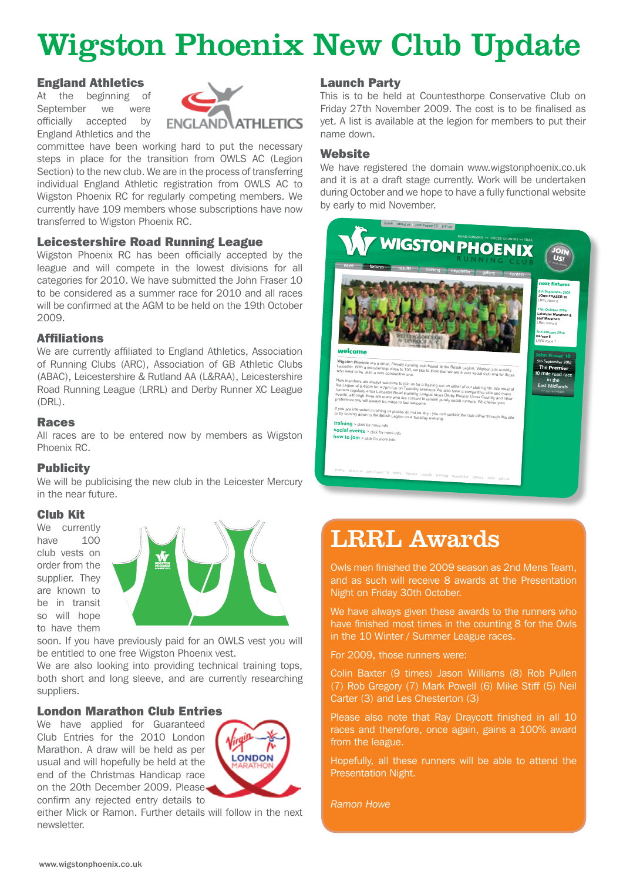# Wigston Phoenix New Club Update

## England Athletics

At the beginning of September we were officially accepted by England Athletics and the committee have been working hard to put the necessary steps in place for the transition from OWLS AC (Legion Section) to the new club. We are in the process of transferring individual England Athletic registration from OWLS AC to Wigston Phoenix RC for regularly competing members. We currently have 109 members whose subscriptions have now transferred to Wigston Phoenix RC.

## Leicestershire Road Running League

Wigston Phoenix RC has been officially accepted by the league and will compete in the lowest divisions for all categories for 2010. We have submitted the John Fraser 10 to be considered as a summer race for 2010 and all races will be confirmed at the AGM to be held on the 19th October 2009.

## Affiliations

We are currently affiliated to England Athletics, Association of Running Clubs (ARC), Association of GB Athletic Clubs (ABAC), Leicestershire & Rutland AA (L&RAA), Leicestershire Road Running League (LRRL) and Derby Runner XC League (DRL).

## Races

All races are to be entered now by members as Wigston Phoenix RC.

## Publicity

We will be publicising the new club in the Leicester Mercury in the near future.

## Club Kit

We currently have 100 club vests on order from the supplier. They are known to be in transit so will hope to have them soon. If you have previously paid for an OWLS vest you will be entitled to one free Wigston Phoenix vest.

We are also looking into providing technical training tops, both short and long sleeve, and are currently researching suppliers.

## London Marathon Club Entries

We have applied for Guaranteed Club Entries for the 2010 London Marathon. A draw will be held as per usual and will hopefully be held at the end of the Christmas Handicap race on the 20th December 2009. Please confirm any rejected entry details to either Mick or Ramon. Further details will follow in the next newsletter.

## Launch Party

This is to be held at Countesthorpe Conservative Club on Friday 27th November 2009. The cost is to be finalised as yet. A list is available at the legion for members to put their name down.

## Website

We have registered the domain www.wigstonphoenix.co.uk and it is at a draft stage currently. Work will be undertaken during October and we hope to have a fully functional website by early to mid November.

# LRRL Awards

Owls men finished the 2009 season as 2nd Mens Team, and as such will receive 8 awards at the Presentation Night on Friday 30th October.

We have always given these awards to the runners who have finished most times in the counting 8 for the Owls in the 10 Winter / Summer League races.

For 2009, those runners were:

Colin Baxter (9 times) Jason Williams (8) Rob Pullen (7) Rob Gregory (7) Mark Powell (6) Mike Stiff (5) Neil Carter (3) and Les Chesterton (3)

Please also note that Ray Draycott finished in all 10 races and therefore, once again, gains a 100% award from the league.

Hopefully, all these runners will be able to attend the Presentation Night.

*Ramon Howe*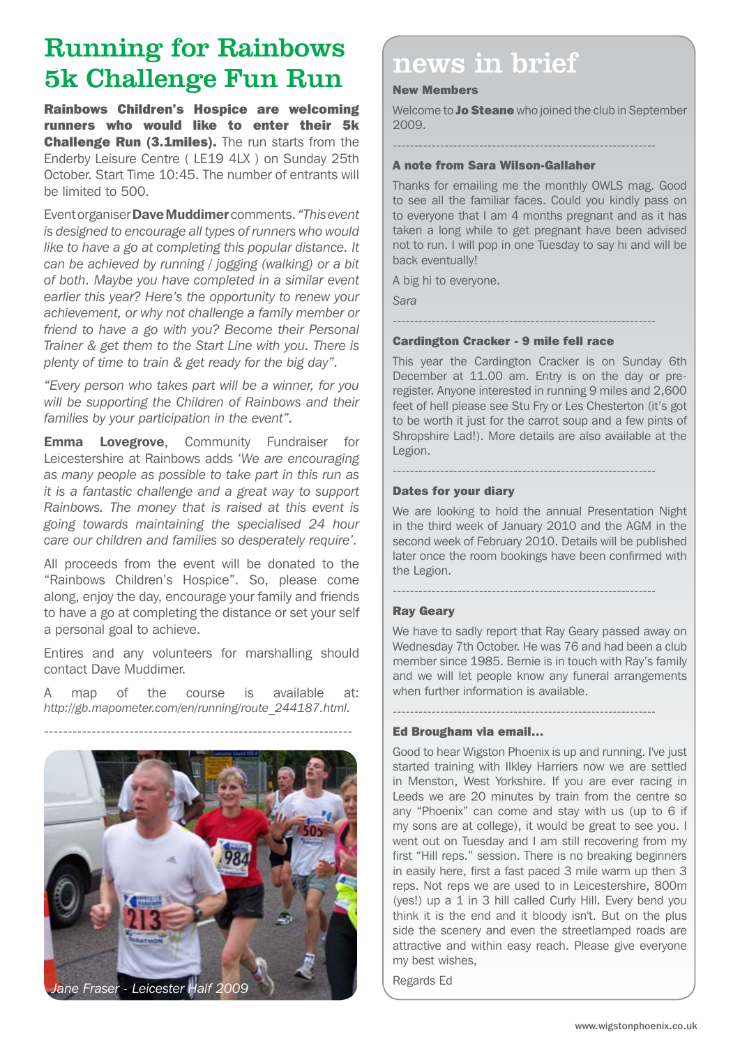# Running for Rainbows 5k Challenge Fun Run

**Rainbows Children's Hospice are welcoming runners who would like to enter their 5k Challenge Run (3.1miles).** The run starts from the Enderby Leisure Centre ( LE19 4LX ) on Sunday 25th October. Start Time 10:45. The number of entrants will be limited to 500.

Event organiser **Dave Muddimer** comments. *"This event is designed to encourage all types of runners who would like to have a go at completing this popular distance. It can be achieved by running / jogging (walking) or a bit of both. Maybe you have completed in a similar event earlier this year? Here's the opportunity to renew your achievement, or why not challenge a family member or friend to have a go with you? Become their Personal Trainer & get them to the Start Line with you. There is plenty of time to train & get ready for the big day".*

*"Every person who takes part will be a winner, for you will be supporting the Children of Rainbows and their families by your participation in the event".*

**Emma Lovegrove**, Community Fundraiser for Leicestershire at Rainbows adds *'We are encouraging as many people as possible to take part in this run as it is a fantastic challenge and a great way to support Rainbows. The money that is raised at this event is going towards maintaining the specialised 24 hour care our children and families so desperately require'.*

All proceeds from the event will be donated to the "Rainbows Children's Hospice". So, please come along, enjoy the day, encourage your family and friends to have a go at completing the distance or set your self a personal goal to achieve.

Entires and any volunteers for marshalling should contact Dave Muddimer.

A map of the course is available at: *http://gb.mapometer.com/en/running/route_244187.html.*

*Jane Fraser - Leicester Half 2009*

# news in brief

### New Members

Welcome to **Jo Steane** who joined the club in September 2009.

### A note from Sara Wilson-Gallaher

Thanks for emailing me the monthly OWLS mag. Good to see all the familiar faces. Could you kindly pass on to everyone that I am 4 months pregnant and as it has taken a long while to get pregnant have been advised not to run. I will pop in one Tuesday to say hi and will be back eventually!

A big hi to everyone.

*Sara*

### Cardington Cracker - 9 mile fell race

This year the Cardington Cracker is on Sunday 6th December at 11.00 am. Entry is on the day or pre-register. Anyone interested in running 9 miles and 2,600 feet of hell please see Stu Fry or Les Chesterton (it's got to be worth it just for the carrot soup and a few pints of Shropshire Lad!). More details are also available at the Legion.

### Dates for your diary

We are looking to hold the annual Presentation Night in the third week of January 2010 and the AGM in the second week of February 2010. Details will be published later once the room bookings have been confirmed with the Legion.

### Ray Geary

We have to sadly report that Ray Geary passed away on Wednesday 7th October. He was 76 and had been a club member since 1985. Bernie is in touch with Ray's family and we will let people know any funeral arrangements when further information is available.

### Ed Brougham via email...

Good to hear Wigston Phoenix is up and running. I've just started training with Ilkley Harriers now we are settled in Menston, West Yorkshire. If you are ever racing in Leeds we are 20 minutes by train from the centre so any "Phoenix" can come and stay with us (up to 6 if my sons are at college), it would be great to see you. I went out on Tuesday and I am still recovering from my first "Hill reps." session. There is no breaking beginners in easily here, first a fast paced 3 mile warm up then 3 reps. Not reps we are used to in Leicestershire, 800m (yes!) up a 1 in 3 hill called Curly Hill. Every bend you think it is the end and it bloody isn't. But on the plus side the scenery and even the streetlamped roads are attractive and within easy reach. Please give everyone my best wishes,

Regards Ed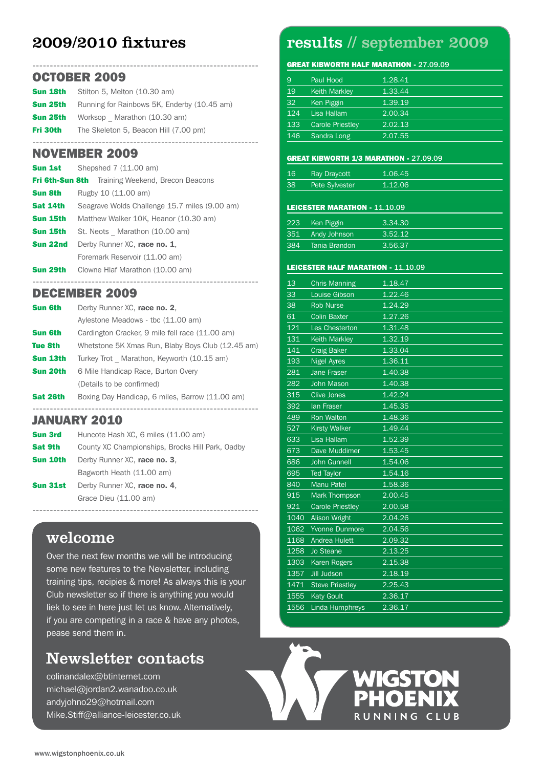# 2009/2010 fixtures

## OCTOBER 2009

**Sun 18th** Stilton 5, Melton (10.30 am)
**Sun 25th** Running for Rainbows 5K, Enderby (10.45 am)
**Sun 25th** Worksop _ Marathon (10.30 am)
**Fri 30th** The Skeleton 5, Beacon Hill (7.00 pm)

## NOVEMBER 2009

**Sun 1st** Shepshed 7 (11.00 am)
**Fri 6th-Sun 8th** Training Weekend, Brecon Beacons
**Sun 8th** Rugby 10 (11.00 am)
**Sat 14th** Seagrave Wolds Challenge 15.7 miles (9.00 am)
**Sun 15th** Matthew Walker 10K, Heanor (10.30 am)
**Sun 15th** St. Neots _ Marathon (10.00 am)
**Sun 22nd** Derby Runner XC, **race no. 1**, Foremark Reservoir (11.00 am)
**Sun 29th** Clowne Hlaf Marathon (10.00 am)

## DECEMBER 2009

**Sun 6th** Derby Runner XC, **race no. 2**, Aylestone Meadows - tbc (11.00 am)
**Sun 6th** Cardington Cracker, 9 mile fell race (11.00 am)
**Tue 8th** Whetstone 5K Xmas Run, Blaby Boys Club (12.45 am)
**Sun 13th** Turkey Trot _ Marathon, Keyworth (10.15 am)
**Sun 20th** 6 Mile Handicap Race, Burton Overy (Details to be confirmed)
**Sat 26th** Boxing Day Handicap, 6 miles, Barrow (11.00 am)

## JANUARY 2010

**Sun 3rd** Huncote Hash XC, 6 miles (11.00 am)
**Sat 9th** County XC Championships, Brocks Hill Park, Oadby
**Sun 10th** Derby Runner XC, **race no. 3**, Bagworth Heath (11.00 am)
**Sun 31st** Derby Runner XC, **race no. 4**, Grace Dieu (11.00 am)

# welcome

Over the next few months we will be introducing some new features to the Newsletter, including training tips, recipies & more! As always this is your Club newsletter so if there is anything you would liek to see in here just let us know. Alternatively, if you are competing in a race & have any photos, pease send them in.

# Newsletter contacts

colinandalex@btinternet.com
michael@jordan2.wanadoo.co.uk
andyjohno29@hotmail.com
Mike.Stiff@alliance-leicester.co.uk

# results // september 2009

### GREAT KIBWORTH HALF MARATHON - 27.09.09

| | | |
|---|---|---|
| 9 | Paul Hood | 1.28.41 |
| 19 | Keith Markley | 1.33.44 |
| 32 | Ken Piggin | 1.39.19 |
| 124 | Lisa Hallam | 2.00.34 |
| 133 | Carole Priestley | 2.02.13 |
| 146 | Sandra Long | 2.07.55 |

### GREAT KIBWORTH 1/3 MARATHON - 27.09.09

| | | |
|---|---|---|
| 16 | Ray Draycott | 1.06.45 |
| 38 | Pete Sylvester | 1.12.06 |

### LEICESTER MARATHON - 11.10.09

| | | |
|---|---|---|
| 223 | Ken Piggin | 3.34.30 |
| 351 | Andy Johnson | 3.52.12 |
| 384 | Tania Brandon | 3.56.37 |

### LEICESTER HALF MARATHON - 11.10.09

| | | |
|---|---|---|
| 13 | Chris Manning | 1.18.47 |
| 33 | Louise Gibson | 1.22.46 |
| 38 | Rob Nurse | 1.24.29 |
| 61 | Colin Baxter | 1.27.26 |
| 121 | Les Chesterton | 1.31.48 |
| 131 | Keith Markley | 1.32.19 |
| 141 | Craig Baker | 1.33.04 |
| 193 | Nigel Ayres | 1.36.11 |
| 281 | Jane Fraser | 1.40.38 |
| 282 | John Mason | 1.40.38 |
| 315 | Clive Jones | 1.42.24 |
| 392 | Ian Fraser | 1.45.35 |
| 489 | Ron Walton | 1.48.36 |
| 527 | Kirsty Walker | 1.49.44 |
| 633 | Lisa Hallam | 1.52.39 |
| 673 | Dave Muddimer | 1.53.45 |
| 686 | John Gunnell | 1.54.06 |
| 695 | Ted Taylor | 1.54.16 |
| 840 | Manu Patel | 1.58.36 |
| 915 | Mark Thompson | 2.00.45 |
| 921 | Carole Priestley | 2.00.58 |
| 1040 | Alison Wright | 2.04.26 |
| 1062 | Yvonne Dunmore | 2.04.56 |
| 1168 | Andrea Hulett | 2.09.32 |
| 1258 | Jo Steane | 2.13.25 |
| 1303 | Karen Rogers | 2.15.38 |
| 1357 | Jill Judson | 2.18.19 |
| 1471 | Steve Priestley | 2.25.43 |
| 1555 | Katy Goult | 2.36.17 |
| 1556 | Linda Humphreys | 2.36.17 |

WIGSTON PHOENIX RUNNING CLUB

www.wigstonphoenix.co.uk